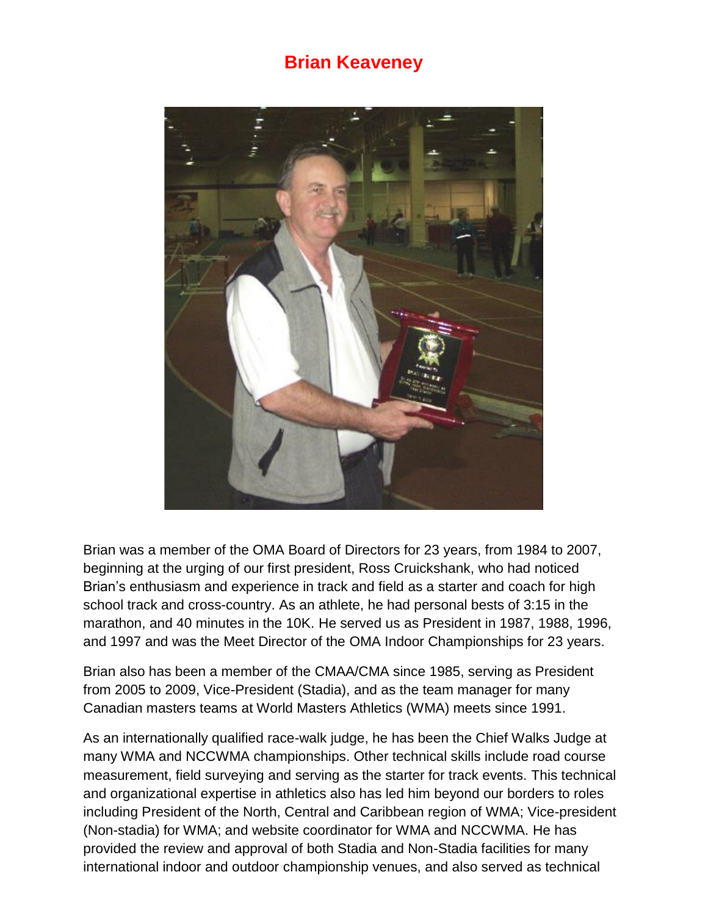# Brian Keaveney

Brian was a member of the OMA Board of Directors for 23 years, from 1984 to 2007, beginning at the urging of our first president, Ross Cruickshank, who had noticed Brian's enthusiasm and experience in track and field as a starter and coach for high school track and cross-country. As an athlete, he had personal bests of 3:15 in the marathon, and 40 minutes in the 10K. He served us as President in 1987, 1988, 1996, and 1997 and was the Meet Director of the OMA Indoor Championships for 23 years.

Brian also has been a member of the CMAA/CMA since 1985, serving as President from 2005 to 2009, Vice-President (Stadia), and as the team manager for many Canadian masters teams at World Masters Athletics (WMA) meets since 1991.

As an internationally qualified race-walk judge, he has been the Chief Walks Judge at many WMA and NCCWMA championships. Other technical skills include road course measurement, field surveying and serving as the starter for track events. This technical and organizational expertise in athletics also has led him beyond our borders to roles including President of the North, Central and Caribbean region of WMA; Vice-president (Non-stadia) for WMA; and website coordinator for WMA and NCCWMA. He has provided the review and approval of both Stadia and Non-Stadia facilities for many international indoor and outdoor championship venues, and also served as technical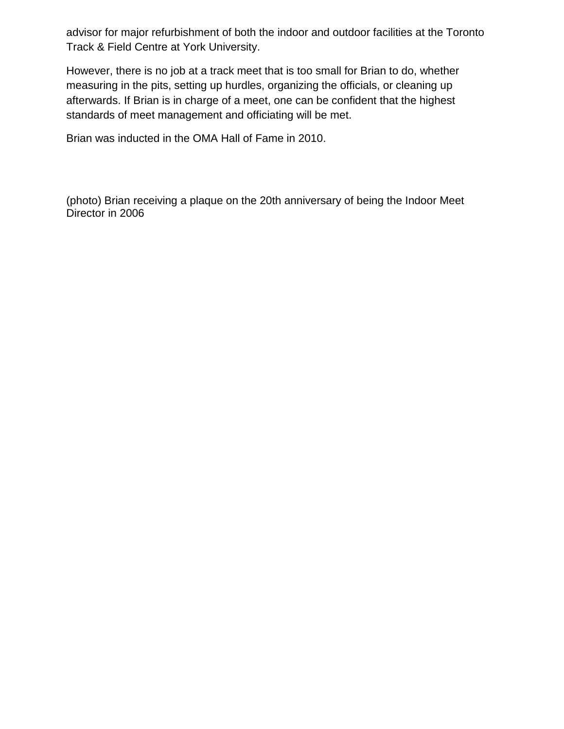advisor for major refurbishment of both the indoor and outdoor facilities at the Toronto Track & Field Centre at York University.

However, there is no job at a track meet that is too small for Brian to do, whether measuring in the pits, setting up hurdles, organizing the officials, or cleaning up afterwards. If Brian is in charge of a meet, one can be confident that the highest standards of meet management and officiating will be met.

Brian was inducted in the OMA Hall of Fame in 2010.

(photo) Brian receiving a plaque on the 20th anniversary of being the Indoor Meet Director in 2006